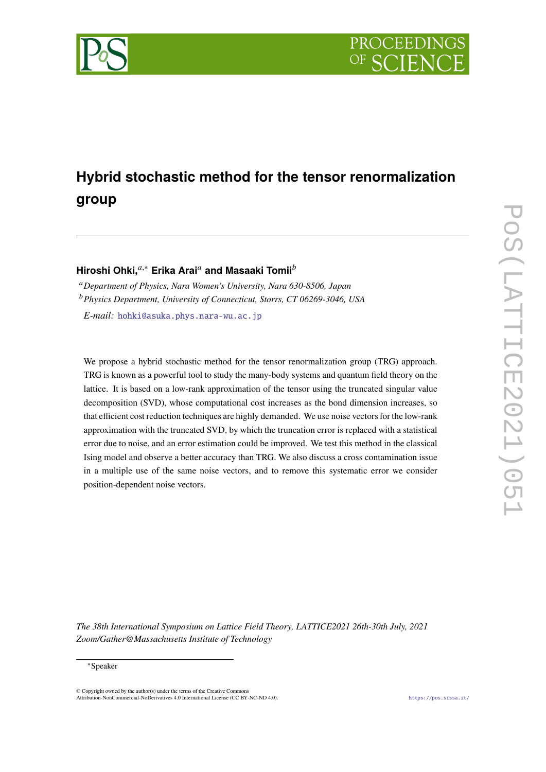# Hybrid stochastic method for the tensor renormalization group

**Hiroshi Ohki,**[a,*] **Erika Arai**[a] **and Masaaki Tomii**[b]

[a] *Department of Physics, Nara Women's University, Nara 630-8506, Japan*

[b] *Physics Department, University of Connecticut, Storrs, CT 06269-3046, USA*

*E-mail:* hohki@asuka.phys.nara-wu.ac.jp

We propose a hybrid stochastic method for the tensor renormalization group (TRG) approach. TRG is known as a powerful tool to study the many-body systems and quantum field theory on the lattice. It is based on a low-rank approximation of the tensor using the truncated singular value decomposition (SVD), whose computational cost increases as the bond dimension increases, so that efficient cost reduction techniques are highly demanded. We use noise vectors for the low-rank approximation with the truncated SVD, by which the truncation error is replaced with a statistical error due to noise, and an error estimation could be improved. We test this method in the classical Ising model and observe a better accuracy than TRG. We also discuss a cross contamination issue in a multiple use of the same noise vectors, and to remove this systematic error we consider position-dependent noise vectors.

*The 38th International Symposium on Lattice Field Theory, LATTICE2021 26th-30th July, 2021 Zoom/Gather@Massachusetts Institute of Technology*

[*] Speaker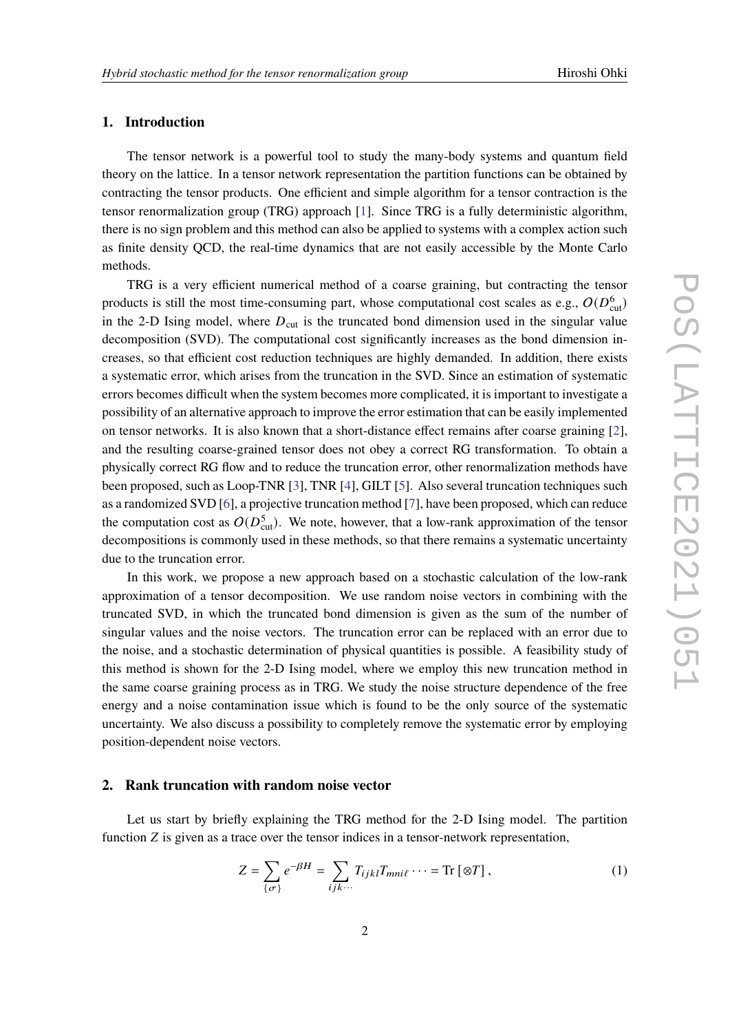## 1. Introduction

The tensor network is a powerful tool to study the many-body systems and quantum field theory on the lattice. In a tensor network representation the partition functions can be obtained by contracting the tensor products. One efficient and simple algorithm for a tensor contraction is the tensor renormalization group (TRG) approach [1]. Since TRG is a fully deterministic algorithm, there is no sign problem and this method can also be applied to systems with a complex action such as finite density QCD, the real-time dynamics that are not easily accessible by the Monte Carlo methods.

TRG is a very efficient numerical method of a coarse graining, but contracting the tensor products is still the most time-consuming part, whose computational cost scales as e.g., $O(D_{\rm cut}^6)$ in the 2-D Ising model, where $D_{\rm cut}$ is the truncated bond dimension used in the singular value decomposition (SVD). The computational cost significantly increases as the bond dimension increases, so that efficient cost reduction techniques are highly demanded. In addition, there exists a systematic error, which arises from the truncation in the SVD. Since an estimation of systematic errors becomes difficult when the system becomes more complicated, it is important to investigate a possibility of an alternative approach to improve the error estimation that can be easily implemented on tensor networks. It is also known that a short-distance effect remains after coarse graining [2], and the resulting coarse-grained tensor does not obey a correct RG transformation. To obtain a physically correct RG flow and to reduce the truncation error, other renormalization methods have been proposed, such as Loop-TNR [3], TNR [4], GILT [5]. Also several truncation techniques such as a randomized SVD [6], a projective truncation method [7], have been proposed, which can reduce the computation cost as $O(D_{\rm cut}^5)$. We note, however, that a low-rank approximation of the tensor decompositions is commonly used in these methods, so that there remains a systematic uncertainty due to the truncation error.

In this work, we propose a new approach based on a stochastic calculation of the low-rank approximation of a tensor decomposition. We use random noise vectors in combining with the truncated SVD, in which the truncated bond dimension is given as the sum of the number of singular values and the noise vectors. The truncation error can be replaced with an error due to the noise, and a stochastic determination of physical quantities is possible. A feasibility study of this method is shown for the 2-D Ising model, where we employ this new truncation method in the same coarse graining process as in TRG. We study the noise structure dependence of the free energy and a noise contamination issue which is found to be the only source of the systematic uncertainty. We also discuss a possibility to completely remove the systematic error by employing position-dependent noise vectors.

## 2. Rank truncation with random noise vector

Let us start by briefly explaining the TRG method for the 2-D Ising model. The partition function $Z$ is given as a trace over the tensor indices in a tensor-network representation,

$$
Z = \sum_{\{\sigma\}} e^{-\beta H} = \sum_{ijk\cdots} T_{ijkl} T_{mni\ell} \cdots = \mathrm{Tr}\,[\otimes T]\,, \tag{1}
$$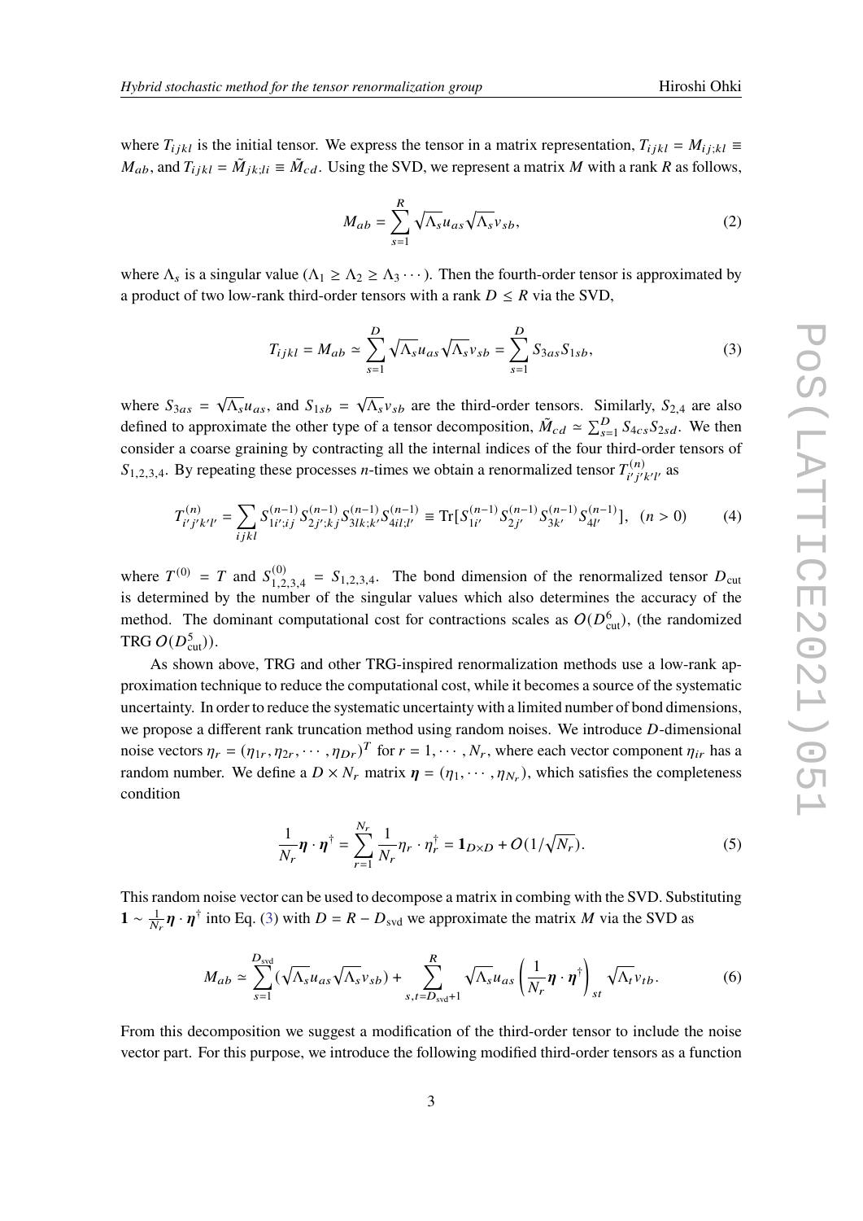where $T_{ijkl}$ is the initial tensor. We express the tensor in a matrix representation, $T_{ijkl} = M_{ij;kl} \equiv M_{ab}$, and $T_{ijkl} = \tilde{M}_{jk;li} \equiv \tilde{M}_{cd}$. Using the SVD, we represent a matrix $M$ with a rank $R$ as follows,

$$M_{ab} = \sum_{s=1}^{R} \sqrt{\Lambda_s} u_{as} \sqrt{\Lambda_s} v_{sb}, \tag{2}$$

where $\Lambda_s$ is a singular value ($\Lambda_1 \geq \Lambda_2 \geq \Lambda_3 \cdots$). Then the fourth-order tensor is approximated by a product of two low-rank third-order tensors with a rank $D \leq R$ via the SVD,

$$T_{ijkl} = M_{ab} \simeq \sum_{s=1}^{D} \sqrt{\Lambda_s} u_{as} \sqrt{\Lambda_s} v_{sb} = \sum_{s=1}^{D} S_{3as} S_{1sb}, \tag{3}$$

where $S_{3as} = \sqrt{\Lambda_s} u_{as}$, and $S_{1sb} = \sqrt{\Lambda_s} v_{sb}$ are the third-order tensors. Similarly, $S_{2,4}$ are also defined to approximate the other type of a tensor decomposition, $\tilde{M}_{cd} \simeq \sum_{s=1}^{D} S_{4cs} S_{2sd}$. We then consider a coarse graining by contracting all the internal indices of the four third-order tensors of $S_{1,2,3,4}$. By repeating these processes $n$-times we obtain a renormalized tensor $T^{(n)}_{i'j'k'l'}$ as

$$T^{(n)}_{i'j'k'l'} = \sum_{ijkl} S^{(n-1)}_{1i';ij} S^{(n-1)}_{2j';kj} S^{(n-1)}_{3lk;k'} S^{(n-1)}_{4il;l'} \equiv \mathrm{Tr}[S^{(n-1)}_{1i'} S^{(n-1)}_{2j'} S^{(n-1)}_{3k'} S^{(n-1)}_{4l'}], \quad (n > 0) \tag{4}$$

where $T^{(0)} = T$ and $S^{(0)}_{1,2,3,4} = S_{1,2,3,4}$. The bond dimension of the renormalized tensor $D_{\rm cut}$ is determined by the number of the singular values which also determines the accuracy of the method. The dominant computational cost for contractions scales as $O(D_{\rm cut}^6)$, (the randomized TRG $O(D_{\rm cut}^5)$).

As shown above, TRG and other TRG-inspired renormalization methods use a low-rank approximation technique to reduce the computational cost, while it becomes a source of the systematic uncertainty. In order to reduce the systematic uncertainty with a limited number of bond dimensions, we propose a different rank truncation method using random noises. We introduce $D$-dimensional noise vectors $\eta_r = (\eta_{1r}, \eta_{2r}, \cdots, \eta_{Dr})^T$ for $r = 1, \cdots, N_r$, where each vector component $\eta_{ir}$ has a random number. We define a $D \times N_r$ matrix $\boldsymbol{\eta} = (\eta_1, \cdots, \eta_{N_r})$, which satisfies the completeness condition

$$\frac{1}{N_r} \boldsymbol{\eta} \cdot \boldsymbol{\eta}^\dagger = \sum_{r=1}^{N_r} \frac{1}{N_r} \eta_r \cdot \eta_r^\dagger = \mathbf{1}_{D\times D} + O(1/\sqrt{N_r}). \tag{5}$$

This random noise vector can be used to decompose a matrix in combing with the SVD. Substituting $\mathbf{1} \sim \frac{1}{N_r} \boldsymbol{\eta} \cdot \boldsymbol{\eta}^\dagger$ into Eq. (3) with $D = R - D_{\rm svd}$ we approximate the matrix $M$ via the SVD as

$$M_{ab} \simeq \sum_{s=1}^{D_{\rm svd}} (\sqrt{\Lambda_s} u_{as} \sqrt{\Lambda_s} v_{sb}) + \sum_{s,t=D_{\rm svd}+1}^{R} \sqrt{\Lambda_s} u_{as} \left( \frac{1}{N_r} \boldsymbol{\eta} \cdot \boldsymbol{\eta}^\dagger \right)_{st} \sqrt{\Lambda_t} v_{tb}. \tag{6}$$

From this decomposition we suggest a modification of the third-order tensor to include the noise vector part. For this purpose, we introduce the following modified third-order tensors as a function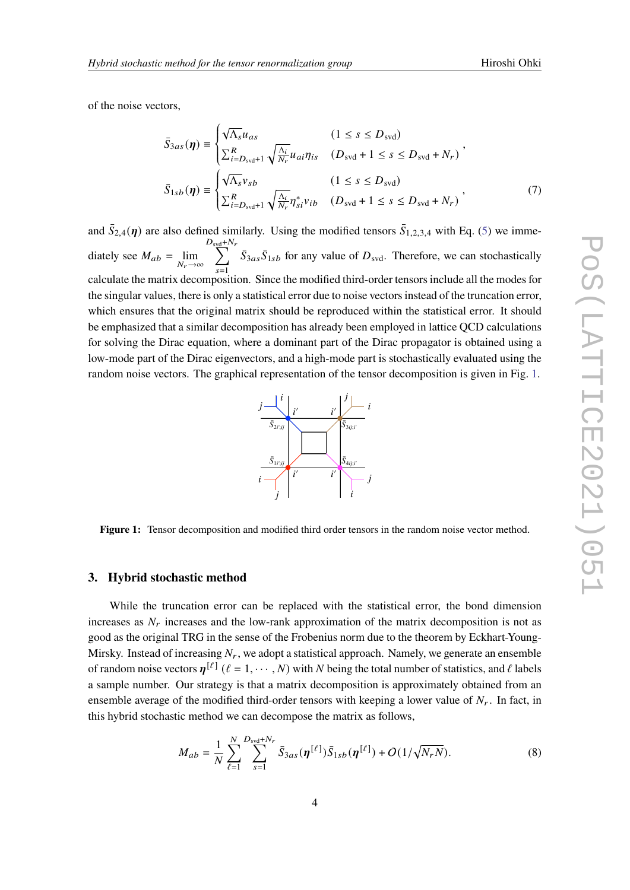of the noise vectors,

$$
\bar{S}_{3as}(\boldsymbol{\eta}) \equiv \begin{cases} \sqrt{\Lambda_s} u_{as} & (1 \leq s \leq D_{\text{svd}}) \\ \sum_{i=D_{\text{svd}}+1}^{R} \sqrt{\frac{\Lambda_i}{N_r}} u_{ai} \eta_{is} & (D_{\text{svd}}+1 \leq s \leq D_{\text{svd}}+N_r) \end{cases},
$$

$$
\bar{S}_{1sb}(\boldsymbol{\eta}) \equiv \begin{cases} \sqrt{\Lambda_s} v_{sb} & (1 \leq s \leq D_{\text{svd}}) \\ \sum_{i=D_{\text{svd}}+1}^{R} \sqrt{\frac{\Lambda_i}{N_r}} \eta_{si}^{*} v_{ib} & (D_{\text{svd}}+1 \leq s \leq D_{\text{svd}}+N_r) \end{cases}, \tag{7}
$$

and $\bar{S}_{2,4}(\boldsymbol{\eta})$ are also defined similarly. Using the modified tensors $\bar{S}_{1,2,3,4}$ with Eq. (5) we immediately see $M_{ab} = \lim_{N_r \to \infty} \sum_{s=1}^{D_{\text{svd}}+N_r} \bar{S}_{3as}\bar{S}_{1sb}$ for any value of $D_{\text{svd}}$. Therefore, we can stochastically calculate the matrix decomposition. Since the modified third-order tensors include all the modes for the singular values, there is only a statistical error due to noise vectors instead of the truncation error, which ensures that the original matrix should be reproduced within the statistical error. It should be emphasized that a similar decomposition has already been employed in lattice QCD calculations for solving the Dirac equation, where a dominant part of the Dirac propagator is obtained using a low-mode part of the Dirac eigenvectors, and a high-mode part is stochastically evaluated using the random noise vectors. The graphical representation of the tensor decomposition is given in Fig. 1.

**Figure 1:** Tensor decomposition and modified third order tensors in the random noise vector method.

## 3. Hybrid stochastic method

While the truncation error can be replaced with the statistical error, the bond dimension increases as $N_r$ increases and the low-rank approximation of the matrix decomposition is not as good as the original TRG in the sense of the Frobenius norm due to the theorem by Eckhart-Young-Mirsky. Instead of increasing $N_r$, we adopt a statistical approach. Namely, we generate an ensemble of random noise vectors $\boldsymbol{\eta}^{[\ell]}$ $(\ell = 1, \cdots, N)$ with $N$ being the total number of statistics, and $\ell$ labels a sample number. Our strategy is that a matrix decomposition is approximately obtained from an ensemble average of the modified third-order tensors with keeping a lower value of $N_r$. In fact, in this hybrid stochastic method we can decompose the matrix as follows,

$$
M_{ab} = \frac{1}{N} \sum_{\ell=1}^{N} \sum_{s=1}^{D_{\text{svd}}+N_r} \bar{S}_{3as}(\boldsymbol{\eta}^{[\ell]}) \bar{S}_{1sb}(\boldsymbol{\eta}^{[\ell]}) + O(1/\sqrt{N_r N}). \tag{8}
$$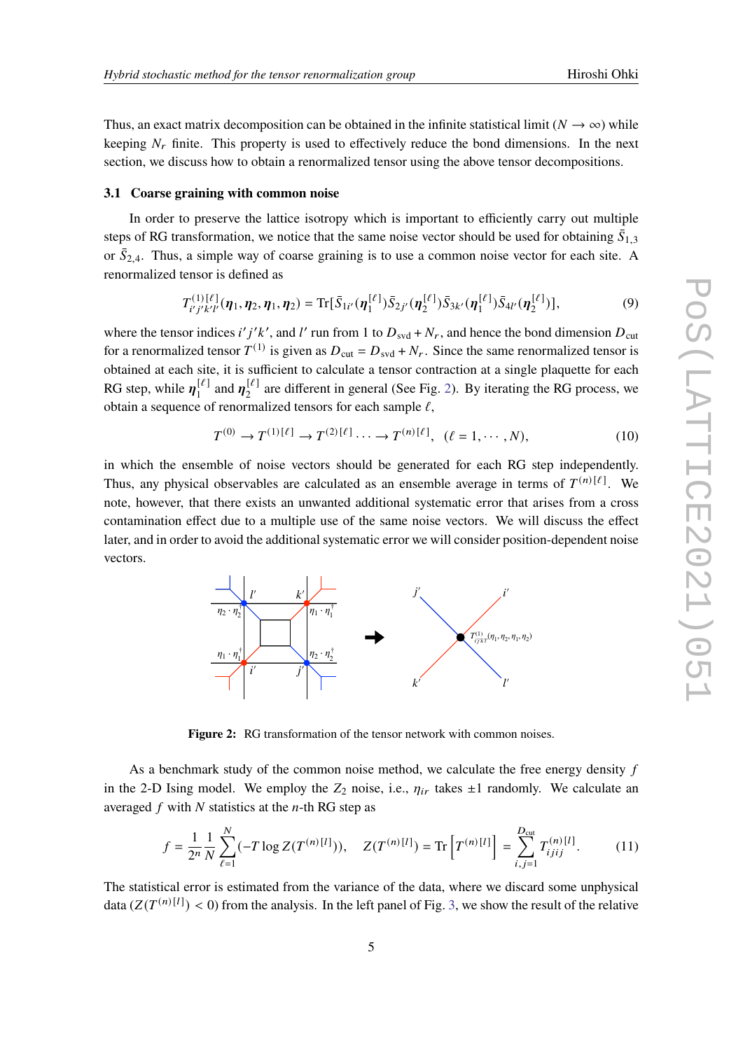Thus, an exact matrix decomposition can be obtained in the infinite statistical limit ($N \to \infty$) while keeping $N_r$ finite. This property is used to effectively reduce the bond dimensions. In the next section, we discuss how to obtain a renormalized tensor using the above tensor decompositions.

### 3.1 Coarse graining with common noise

In order to preserve the lattice isotropy which is important to efficiently carry out multiple steps of RG transformation, we notice that the same noise vector should be used for obtaining $\bar{S}_{1,3}$ or $\bar{S}_{2,4}$. Thus, a simple way of coarse graining is to use a common noise vector for each site. A renormalized tensor is defined as

$$T^{(1)[\ell]}_{i'j'k'l'}(\boldsymbol{\eta}_1, \boldsymbol{\eta}_2, \boldsymbol{\eta}_1, \boldsymbol{\eta}_2) = \mathrm{Tr}[\bar{S}_{1i'}(\boldsymbol{\eta}_1^{[\ell]})\bar{S}_{2j'}(\boldsymbol{\eta}_2^{[\ell]})\bar{S}_{3k'}(\boldsymbol{\eta}_1^{[\ell]})\bar{S}_{4l'}(\boldsymbol{\eta}_2^{[\ell]})], \tag{9}$$

where the tensor indices $i'j'k'$, and $l'$ run from 1 to $D_{\mathrm{svd}} + N_r$, and hence the bond dimension $D_{\mathrm{cut}}$ for a renormalized tensor $T^{(1)}$ is given as $D_{\mathrm{cut}} = D_{\mathrm{svd}} + N_r$. Since the same renormalized tensor is obtained at each site, it is sufficient to calculate a tensor contraction at a single plaquette for each RG step, while $\boldsymbol{\eta}_1^{[\ell]}$ and $\boldsymbol{\eta}_2^{[\ell]}$ are different in general (See Fig. 2). By iterating the RG process, we obtain a sequence of renormalized tensors for each sample $\ell$,

$$T^{(0)} \to T^{(1)[\ell]} \to T^{(2)[\ell]} \cdots \to T^{(n)[\ell]}, \quad (\ell = 1, \cdots, N), \tag{10}$$

in which the ensemble of noise vectors should be generated for each RG step independently. Thus, any physical observables are calculated as an ensemble average in terms of $T^{(n)[\ell]}$. We note, however, that there exists an unwanted additional systematic error that arises from a cross contamination effect due to a multiple use of the same noise vectors. We will discuss the effect later, and in order to avoid the additional systematic error we will consider position-dependent noise vectors.

**Figure 2:** RG transformation of the tensor network with common noises.

As a benchmark study of the common noise method, we calculate the free energy density $f$ in the 2-D Ising model. We employ the $Z_2$ noise, i.e., $\eta_{ir}$ takes $\pm 1$ randomly. We calculate an averaged $f$ with $N$ statistics at the $n$-th RG step as

$$f = \frac{1}{2^n}\frac{1}{N}\sum_{\ell=1}^{N}(-T \log Z(T^{(n)[l]})), \quad Z(T^{(n)[l]}) = \mathrm{Tr}\left[T^{(n)[l]}\right] = \sum_{i,j=1}^{D_{\mathrm{cut}}} T^{(n)[l]}_{ijij}. \tag{11}$$

The statistical error is estimated from the variance of the data, where we discard some unphysical data ($Z(T^{(n)[l]}) < 0$) from the analysis. In the left panel of Fig. 3, we show the result of the relative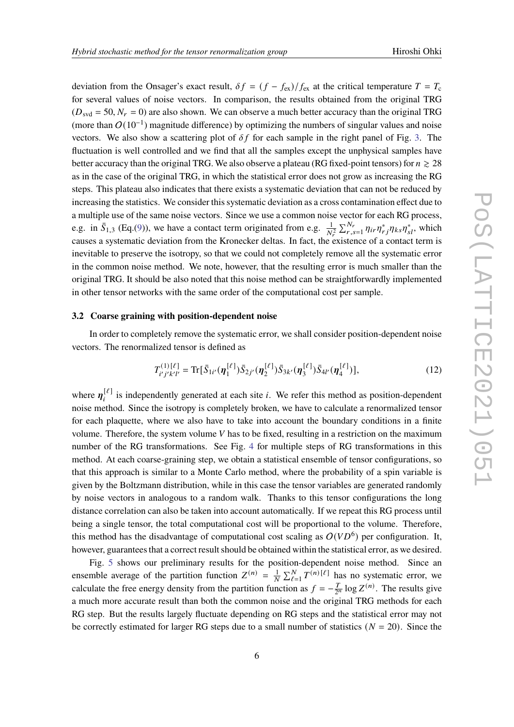deviation from the Onsager's exact result, $\delta f = (f - f_{\rm ex})/f_{\rm ex}$ at the critical temperature $T = T_{\rm c}$ for several values of noise vectors. In comparison, the results obtained from the original TRG ($D_{\rm svd} = 50, N_r = 0$) are also shown. We can observe a much better accuracy than the original TRG (more than $O(10^{-1})$ magnitude difference) by optimizing the numbers of singular values and noise vectors. We also show a scattering plot of $\delta f$ for each sample in the right panel of Fig. 3. The fluctuation is well controlled and we find that all the samples except the unphysical samples have better accuracy than the original TRG. We also observe a plateau (RG fixed-point tensors) for $n \gtrsim 28$ as in the case of the original TRG, in which the statistical error does not grow as increasing the RG steps. This plateau also indicates that there exists a systematic deviation that can not be reduced by increasing the statistics. We consider this systematic deviation as a cross contamination effect due to a multiple use of the same noise vectors. Since we use a common noise vector for each RG process, e.g. in $\bar{S}_{1,3}$ (Eq.(9)), we have a contact term originated from e.g. $\frac{1}{N_r^2}\sum_{r,s=1}^{N_r} \eta_{ir}\eta_{rj}^{*}\eta_{ks}\eta_{sl}^{*}$, which causes a systematic deviation from the Kronecker deltas. In fact, the existence of a contact term is inevitable to preserve the isotropy, so that we could not completely remove all the systematic error in the common noise method. We note, however, that the resulting error is much smaller than the original TRG. It should be also noted that this noise method can be straightforwardly implemented in other tensor networks with the same order of the computational cost per sample.

### 3.2 Coarse graining with position-dependent noise

In order to completely remove the systematic error, we shall consider position-dependent noise vectors. The renormalized tensor is defined as

$$T^{(1)[\ell]}_{i'j'k'l'} = \mathrm{Tr}[\bar{S}_{1i'}(\boldsymbol{\eta}_1^{[\ell]})\bar{S}_{2j'}(\boldsymbol{\eta}_2^{[\ell]})\bar{S}_{3k'}(\boldsymbol{\eta}_3^{[\ell]})\bar{S}_{4l'}(\boldsymbol{\eta}_4^{[\ell]})], \tag{12}$$

where $\boldsymbol{\eta}_i^{[\ell]}$ is independently generated at each site $i$. We refer this method as position-dependent noise method. Since the isotropy is completely broken, we have to calculate a renormalized tensor for each plaquette, where we also have to take into account the boundary conditions in a finite volume. Therefore, the system volume $V$ has to be fixed, resulting in a restriction on the maximum number of the RG transformations. See Fig. 4 for multiple steps of RG transformations in this method. At each coarse-graining step, we obtain a statistical ensemble of tensor configurations, so that this approach is similar to a Monte Carlo method, where the probability of a spin variable is given by the Boltzmann distribution, while in this case the tensor variables are generated randomly by noise vectors in analogous to a random walk. Thanks to this tensor configurations the long distance correlation can also be taken into account automatically. If we repeat this RG process until being a single tensor, the total computational cost will be proportional to the volume. Therefore, this method has the disadvantage of computational cost scaling as $O(VD^6)$ per configuration. It, however, guarantees that a correct result should be obtained within the statistical error, as we desired.

Fig. 5 shows our preliminary results for the position-dependent noise method. Since an ensemble average of the partition function $Z^{(n)} = \frac{1}{N}\sum_{\ell=1}^{N} T^{(n)[\ell]}$ has no systematic error, we calculate the free energy density from the partition function as $f = -\frac{T}{2^n}\log Z^{(n)}$. The results give a much more accurate result than both the common noise and the original TRG methods for each RG step. But the results largely fluctuate depending on RG steps and the statistical error may not be correctly estimated for larger RG steps due to a small number of statistics ($N = 20$). Since the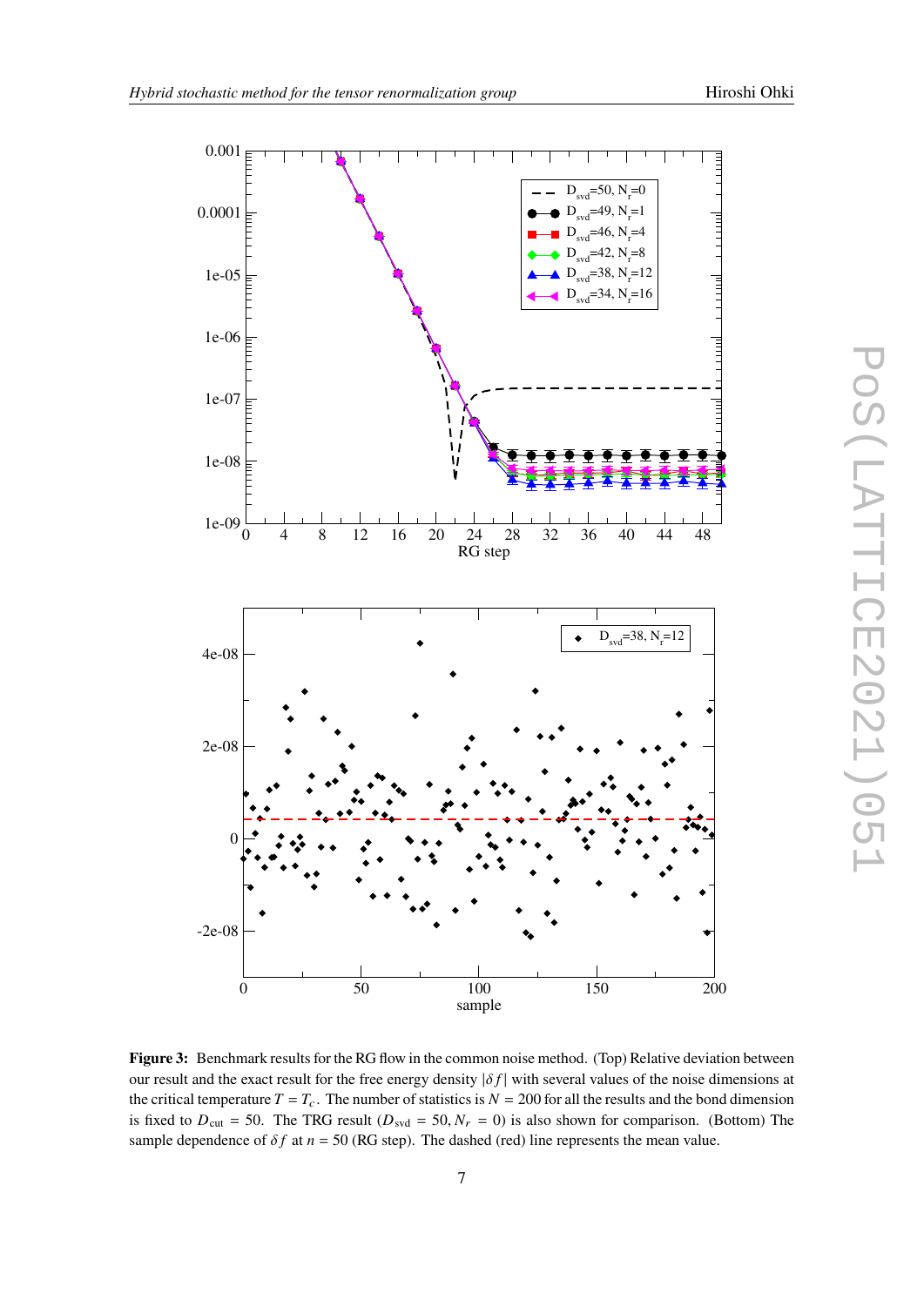**Figure 3:** Benchmark results for the RG flow in the common noise method. (Top) Relative deviation between our result and the exact result for the free energy density $|\delta f|$ with several values of the noise dimensions at the critical temperature $T = T_c$. The number of statistics is $N = 200$ for all the results and the bond dimension is fixed to $D_{\text{cut}} = 50$. The TRG result ($D_{\text{svd}} = 50, N_r = 0$) is also shown for comparison. (Bottom) The sample dependence of $\delta f$ at $n = 50$ (RG step). The dashed (red) line represents the mean value.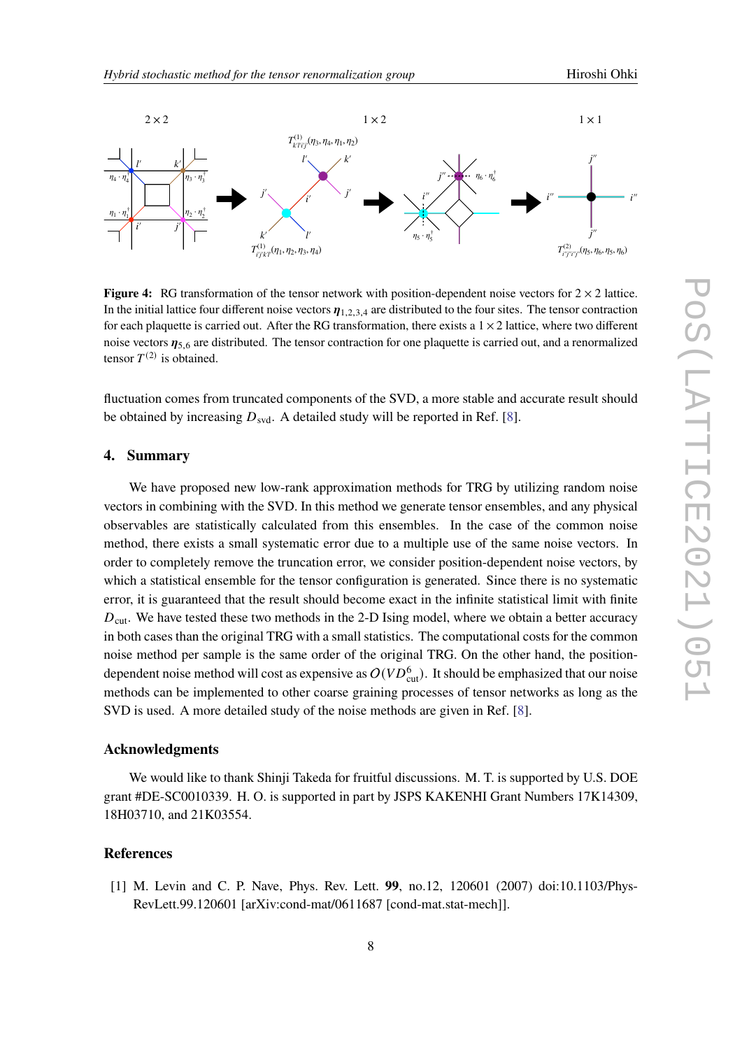**Figure 4:** RG transformation of the tensor network with position-dependent noise vectors for $2 \times 2$ lattice. In the initial lattice four different noise vectors $\boldsymbol{\eta}_{1,2,3,4}$ are distributed to the four sites. The tensor contraction for each plaquette is carried out. After the RG transformation, there exists a $1 \times 2$ lattice, where two different noise vectors $\boldsymbol{\eta}_{5,6}$ are distributed. The tensor contraction for one plaquette is carried out, and a renormalized tensor $T^{(2)}$ is obtained.

fluctuation comes from truncated components of the SVD, a more stable and accurate result should be obtained by increasing $D_{\text{svd}}$. A detailed study will be reported in Ref. [8].

## 4. Summary

We have proposed new low-rank approximation methods for TRG by utilizing random noise vectors in combining with the SVD. In this method we generate tensor ensembles, and any physical observables are statistically calculated from this ensembles. In the case of the common noise method, there exists a small systematic error due to a multiple use of the same noise vectors. In order to completely remove the truncation error, we consider position-dependent noise vectors, by which a statistical ensemble for the tensor configuration is generated. Since there is no systematic error, it is guaranteed that the result should become exact in the infinite statistical limit with finite $D_{\text{cut}}$. We have tested these two methods in the 2-D Ising model, where we obtain a better accuracy in both cases than the original TRG with a small statistics. The computational costs for the common noise method per sample is the same order of the original TRG. On the other hand, the position-dependent noise method will cost as expensive as $O(VD_{\text{cut}}^6)$. It should be emphasized that our noise methods can be implemented to other coarse graining processes of tensor networks as long as the SVD is used. A more detailed study of the noise methods are given in Ref. [8].

### Acknowledgments

We would like to thank Shinji Takeda for fruitful discussions. M. T. is supported by U.S. DOE grant #DE-SC0010339. H. O. is supported in part by JSPS KAKENHI Grant Numbers 17K14309, 18H03710, and 21K03554.

### References

[1] M. Levin and C. P. Nave, Phys. Rev. Lett. **99**, no.12, 120601 (2007) doi:10.1103/PhysRevLett.99.120601 [arXiv:cond-mat/0611687 [cond-mat.stat-mech]].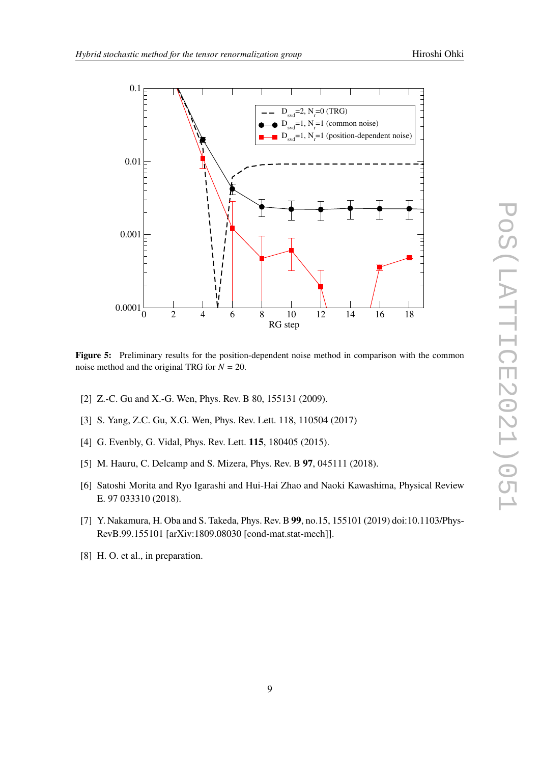0.1

0.01

0.001

0.0001

0 2 4 6 8 10 12 14 16 18

RG step

$D_{svd}$=2, $N_r$=0 (TRG)

$D_{svd}$=1, $N_r$=1 (common noise)

$D_{svd}$=1, $N_r$=1 (position-dependent noise)

**Figure 5:** Preliminary results for the position-dependent noise method in comparison with the common noise method and the original TRG for $N = 20$.

[2] Z.-C. Gu and X.-G. Wen, Phys. Rev. B 80, 155131 (2009).

[3] S. Yang, Z.C. Gu, X.G. Wen, Phys. Rev. Lett. 118, 110504 (2017)

[4] G. Evenbly, G. Vidal, Phys. Rev. Lett. **115**, 180405 (2015).

[5] M. Hauru, C. Delcamp and S. Mizera, Phys. Rev. B **97**, 045111 (2018).

[6] Satoshi Morita and Ryo Igarashi and Hui-Hai Zhao and Naoki Kawashima, Physical Review E. 97 033310 (2018).

[7] Y. Nakamura, H. Oba and S. Takeda, Phys. Rev. B **99**, no.15, 155101 (2019) doi:10.1103/PhysRevB.99.155101 [arXiv:1809.08030 [cond-mat.stat-mech]].

[8] H. O. et al., in preparation.